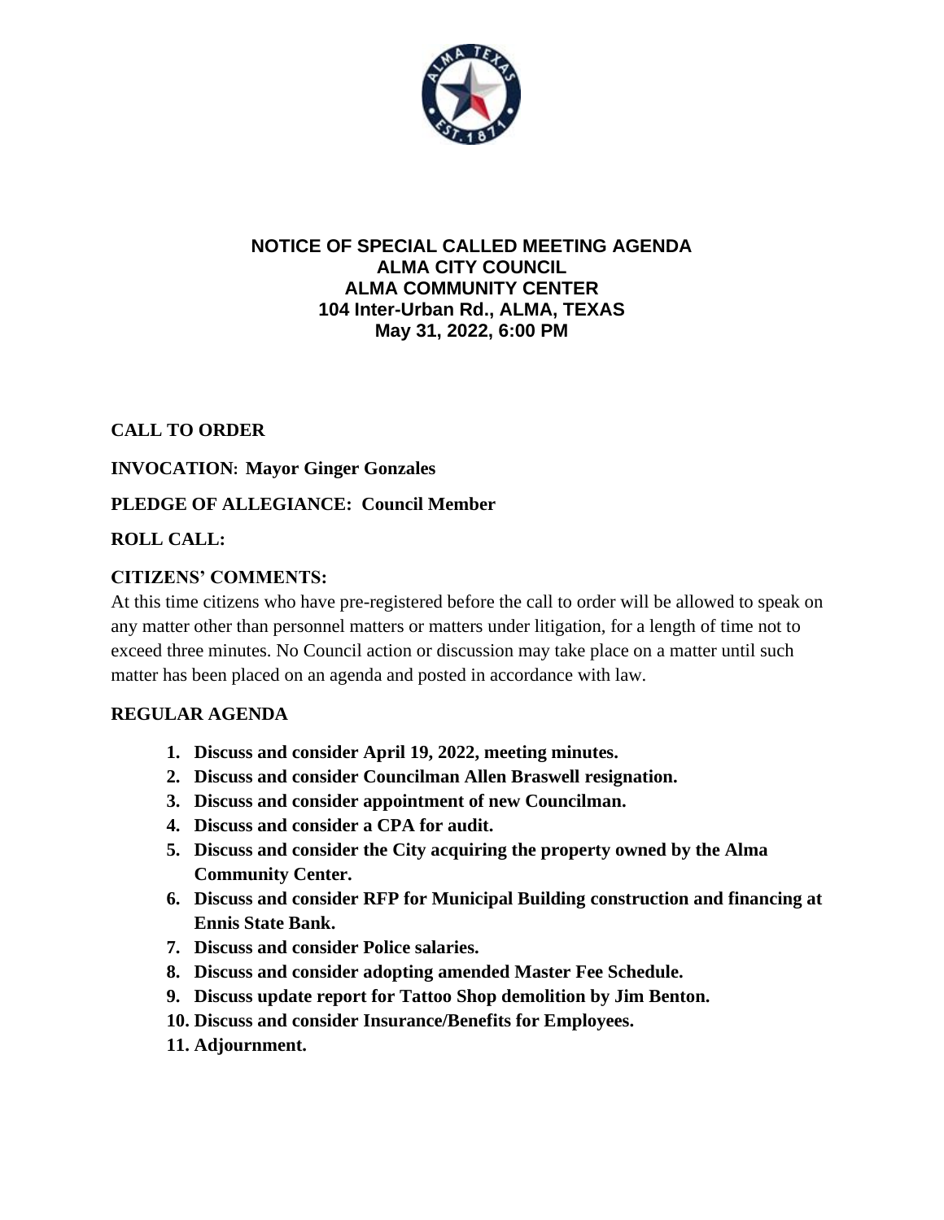**NOTICE OF SPECIAL CALLED MEETING AGENDA**
**ALMA CITY COUNCIL**
**ALMA COMMUNITY CENTER**
**104 Inter-Urban Rd., ALMA, TEXAS**
**May 31, 2022, 6:00 PM**

**CALL TO ORDER**

**INVOCATION: Mayor Ginger Gonzales**

**PLEDGE OF ALLEGIANCE: Council Member**

**ROLL CALL:**

**CITIZENS' COMMENTS:**

At this time citizens who have pre-registered before the call to order will be allowed to speak on any matter other than personnel matters or matters under litigation, for a length of time not to exceed three minutes. No Council action or discussion may take place on a matter until such matter has been placed on an agenda and posted in accordance with law.

**REGULAR AGENDA**

1. **Discuss and consider April 19, 2022, meeting minutes.**
2. **Discuss and consider Councilman Allen Braswell resignation.**
3. **Discuss and consider appointment of new Councilman.**
4. **Discuss and consider a CPA for audit.**
5. **Discuss and consider the City acquiring the property owned by the Alma Community Center.**
6. **Discuss and consider RFP for Municipal Building construction and financing at Ennis State Bank.**
7. **Discuss and consider Police salaries.**
8. **Discuss and consider adopting amended Master Fee Schedule.**
9. **Discuss update report for Tattoo Shop demolition by Jim Benton.**
10. **Discuss and consider Insurance/Benefits for Employees.**
11. **Adjournment.**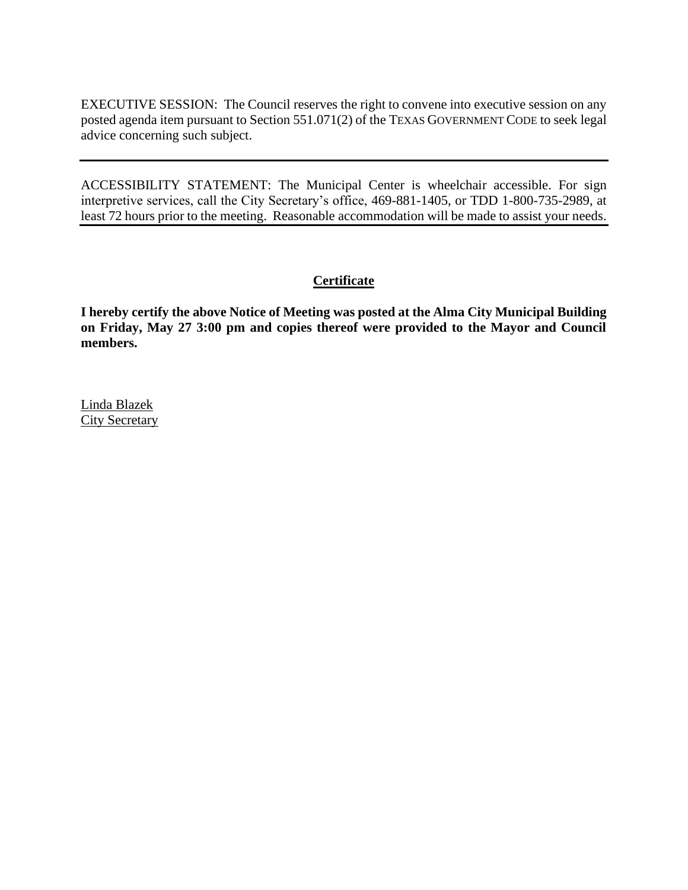EXECUTIVE SESSION: The Council reserves the right to convene into executive session on any posted agenda item pursuant to Section 551.071(2) of the TEXAS GOVERNMENT CODE to seek legal advice concerning such subject.

---

ACCESSIBILITY STATEMENT: The Municipal Center is wheelchair accessible. For sign interpretive services, call the City Secretary's office, 469-881-1405, or TDD 1-800-735-2989, at least 72 hours prior to the meeting. Reasonable accommodation will be made to assist your needs.

---

## Certificate

**I hereby certify the above Notice of Meeting was posted at the Alma City Municipal Building on Friday, May 27 3:00 pm and copies thereof were provided to the Mayor and Council members.**

Linda Blazek
City Secretary